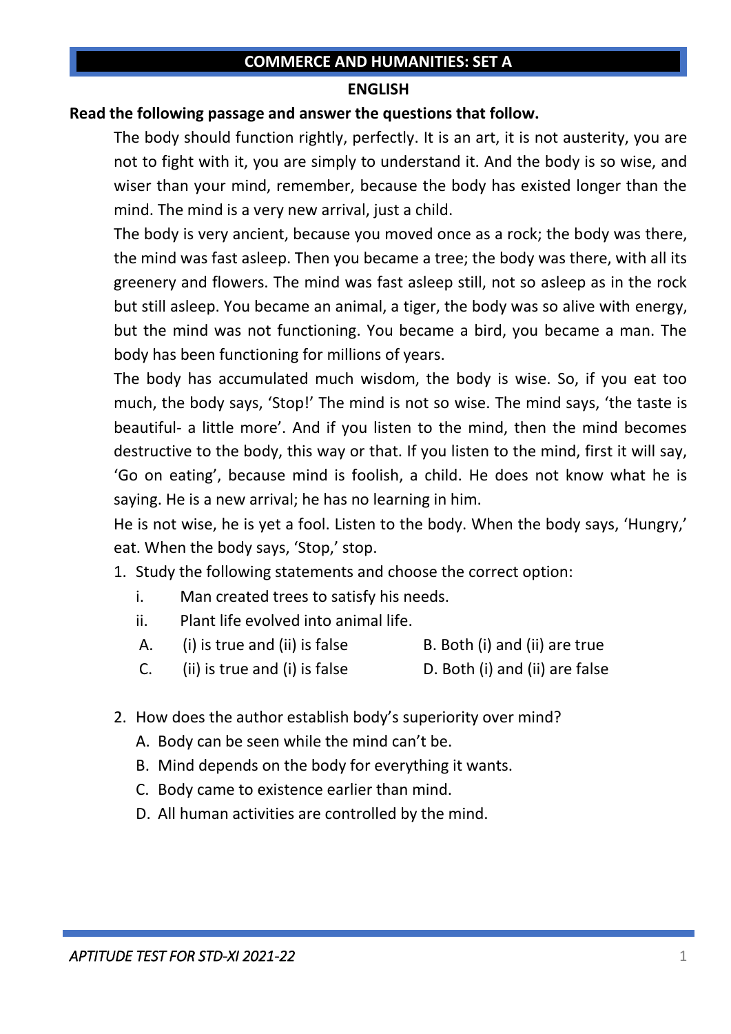# COMMERCE AND HUMANITIES: SET A

## ENGLISH

**Read the following passage and answer the questions that follow.**

The body should function rightly, perfectly. It is an art, it is not austerity, you are not to fight with it, you are simply to understand it. And the body is so wise, and wiser than your mind, remember, because the body has existed longer than the mind. The mind is a very new arrival, just a child.

The body is very ancient, because you moved once as a rock; the body was there, the mind was fast asleep. Then you became a tree; the body was there, with all its greenery and flowers. The mind was fast asleep still, not so asleep as in the rock but still asleep. You became an animal, a tiger, the body was so alive with energy, but the mind was not functioning. You became a bird, you became a man. The body has been functioning for millions of years.

The body has accumulated much wisdom, the body is wise. So, if you eat too much, the body says, 'Stop!' The mind is not so wise. The mind says, 'the taste is beautiful- a little more'. And if you listen to the mind, then the mind becomes destructive to the body, this way or that. If you listen to the mind, first it will say, 'Go on eating', because mind is foolish, a child. He does not know what he is saying. He is a new arrival; he has no learning in him.

He is not wise, he is yet a fool. Listen to the body. When the body says, 'Hungry,' eat. When the body says, 'Stop,' stop.

1. Study the following statements and choose the correct option:
   - i. Man created trees to satisfy his needs.
   - ii. Plant life evolved into animal life.

   A. (i) is true and (ii) is false
   B. Both (i) and (ii) are true
   C. (ii) is true and (i) is false
   D. Both (i) and (ii) are false

2. How does the author establish body's superiority over mind?
   A. Body can be seen while the mind can't be.
   B. Mind depends on the body for everything it wants.
   C. Body came to existence earlier than mind.
   D. All human activities are controlled by the mind.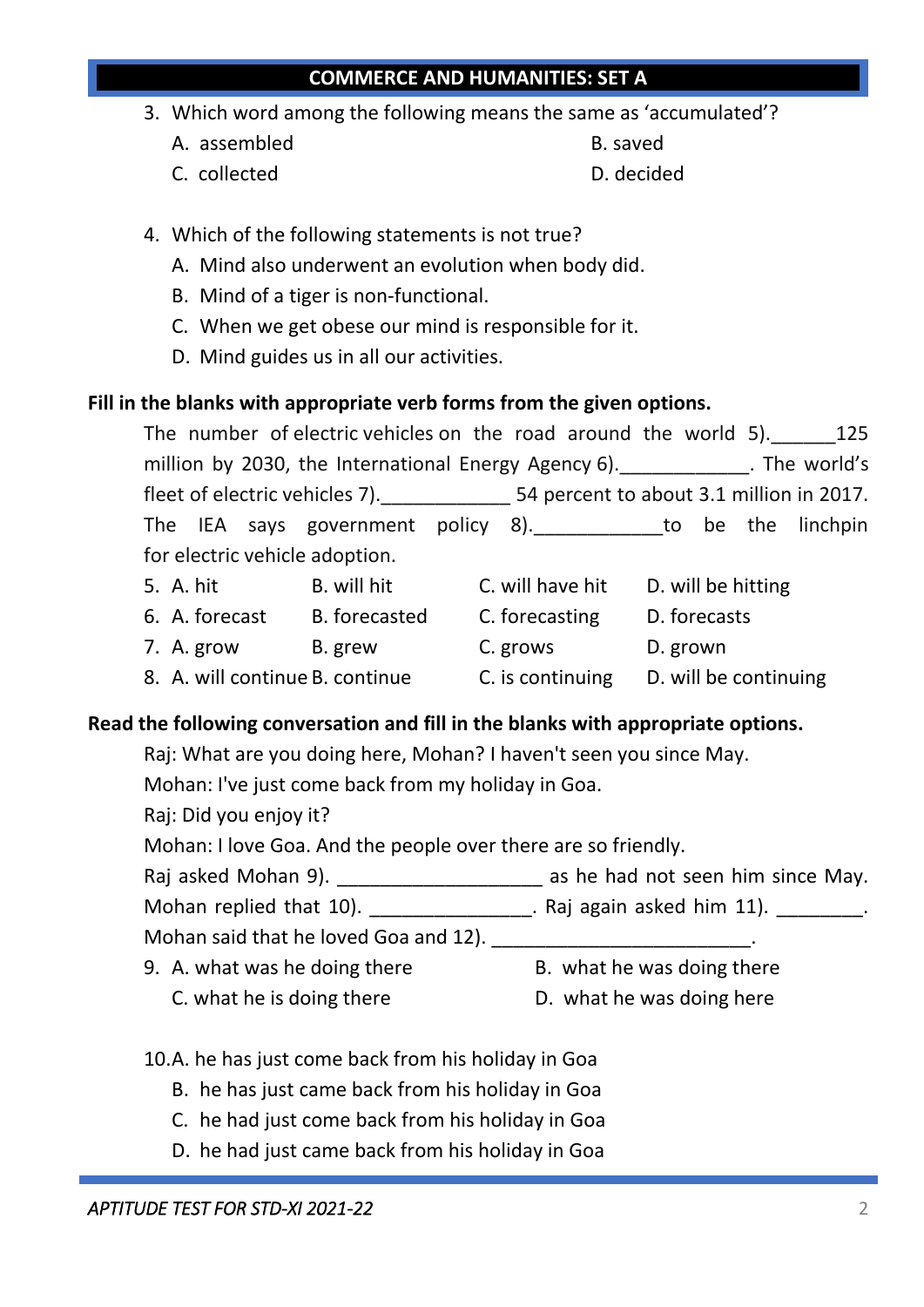**COMMERCE AND HUMANITIES: SET A**

3. Which word among the following means the same as 'accumulated'?
   A. assembled
   B. saved
   C. collected
   D. decided

4. Which of the following statements is not true?
   A. Mind also underwent an evolution when body did.
   B. Mind of a tiger is non-functional.
   C. When we get obese our mind is responsible for it.
   D. Mind guides us in all our activities.

**Fill in the blanks with appropriate verb forms from the given options.**

The number of electric vehicles on the road around the world 5).______125 million by 2030, the International Energy Agency 6).____________. The world's fleet of electric vehicles 7).____________ 54 percent to about 3.1 million in 2017. The IEA says government policy 8).____________to be the linchpin for electric vehicle adoption.

5. A. hit  B. will hit  C. will have hit  D. will be hitting
6. A. forecast  B. forecasted  C. forecasting  D. forecasts
7. A. grow  B. grew  C. grows  D. grown
8. A. will continue  B. continue  C. is continuing  D. will be continuing

**Read the following conversation and fill in the blanks with appropriate options.**

Raj: What are you doing here, Mohan? I haven't seen you since May.

Mohan: I've just come back from my holiday in Goa.

Raj: Did you enjoy it?

Mohan: I love Goa. And the people over there are so friendly.

Raj asked Mohan 9). ___________________ as he had not seen him since May. Mohan replied that 10). _______________. Raj again asked him 11). ________. Mohan said that he loved Goa and 12). ________________________.

9. A. what was he doing there
   B. what he was doing there
   C. what he is doing there
   D. what he was doing here

10. A. he has just come back from his holiday in Goa
    B. he has just came back from his holiday in Goa
    C. he had just come back from his holiday in Goa
    D. he had just came back from his holiday in Goa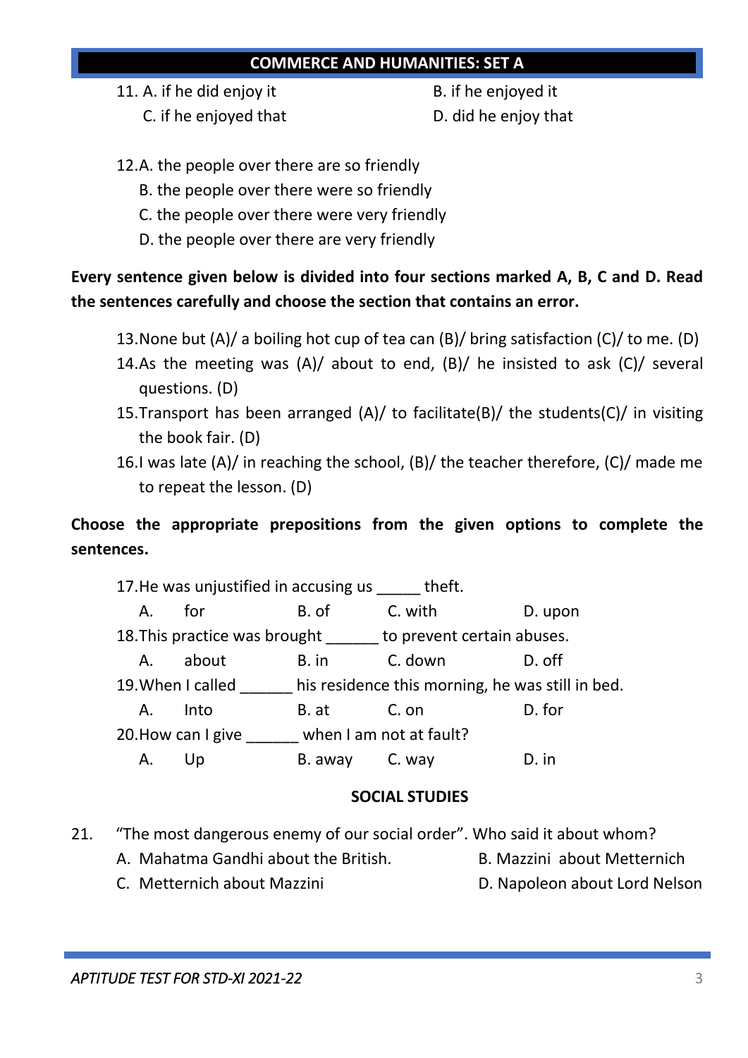## COMMERCE AND HUMANITIES: SET A

11. A. if he did enjoy it
    B. if he enjoyed it
    C. if he enjoyed that
    D. did he enjoy that

12. A. the people over there are so friendly
    B. the people over there were so friendly
    C. the people over there were very friendly
    D. the people over there are very friendly

**Every sentence given below is divided into four sections marked A, B, C and D. Read the sentences carefully and choose the section that contains an error.**

13. None but (A)/ a boiling hot cup of tea can (B)/ bring satisfaction (C)/ to me. (D)
14. As the meeting was (A)/ about to end, (B)/ he insisted to ask (C)/ several questions. (D)
15. Transport has been arranged (A)/ to facilitate(B)/ the students(C)/ in visiting the book fair. (D)
16. I was late (A)/ in reaching the school, (B)/ the teacher therefore, (C)/ made me to repeat the lesson. (D)

**Choose the appropriate prepositions from the given options to complete the sentences.**

17. He was unjustified in accusing us _____ theft.
    A. for B. of C. with D. upon
18. This practice was brought ______ to prevent certain abuses.
    A. about B. in C. down D. off
19. When I called ______ his residence this morning, he was still in bed.
    A. Into B. at C. on D. for
20. How can I give ______ when I am not at fault?
    A. Up B. away C. way D. in

### SOCIAL STUDIES

21. "The most dangerous enemy of our social order". Who said it about whom?
    A. Mahatma Gandhi about the British.
    B. Mazzini about Metternich
    C. Metternich about Mazzini
    D. Napoleon about Lord Nelson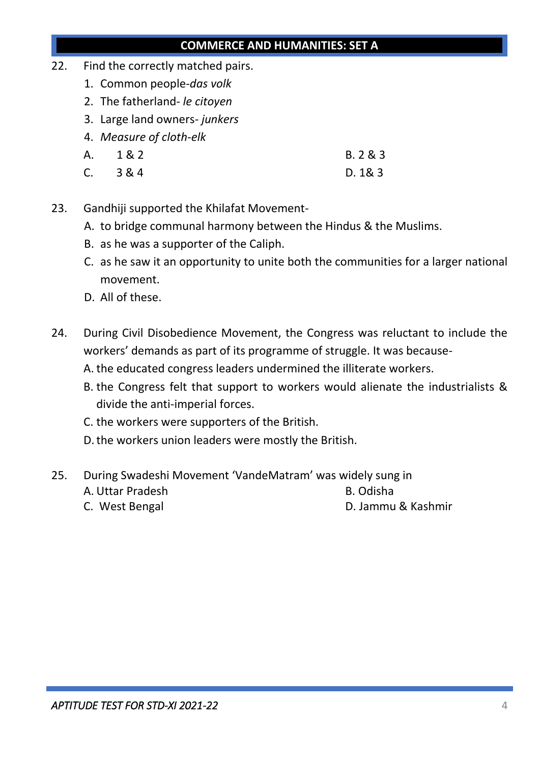## COMMERCE AND HUMANITIES: SET A

22. Find the correctly matched pairs.
    1. Common people-*das volk*
    2. The fatherland- *le citoyen*
    3. Large land owners- *junkers*
    4. *Measure of cloth-elk*

    A. 1 & 2  B. 2 & 3
    C. 3 & 4  D. 1& 3

23. Gandhiji supported the Khilafat Movement-
    A. to bridge communal harmony between the Hindus & the Muslims.
    B. as he was a supporter of the Caliph.
    C. as he saw it an opportunity to unite both the communities for a larger national movement.
    D. All of these.

24. During Civil Disobedience Movement, the Congress was reluctant to include the workers' demands as part of its programme of struggle. It was because-
    A. the educated congress leaders undermined the illiterate workers.
    B. the Congress felt that support to workers would alienate the industrialists & divide the anti-imperial forces.
    C. the workers were supporters of the British.
    D. the workers union leaders were mostly the British.

25. During Swadeshi Movement 'VandeMatram' was widely sung in
    A. Uttar Pradesh  B. Odisha
    C. West Bengal  D. Jammu & Kashmir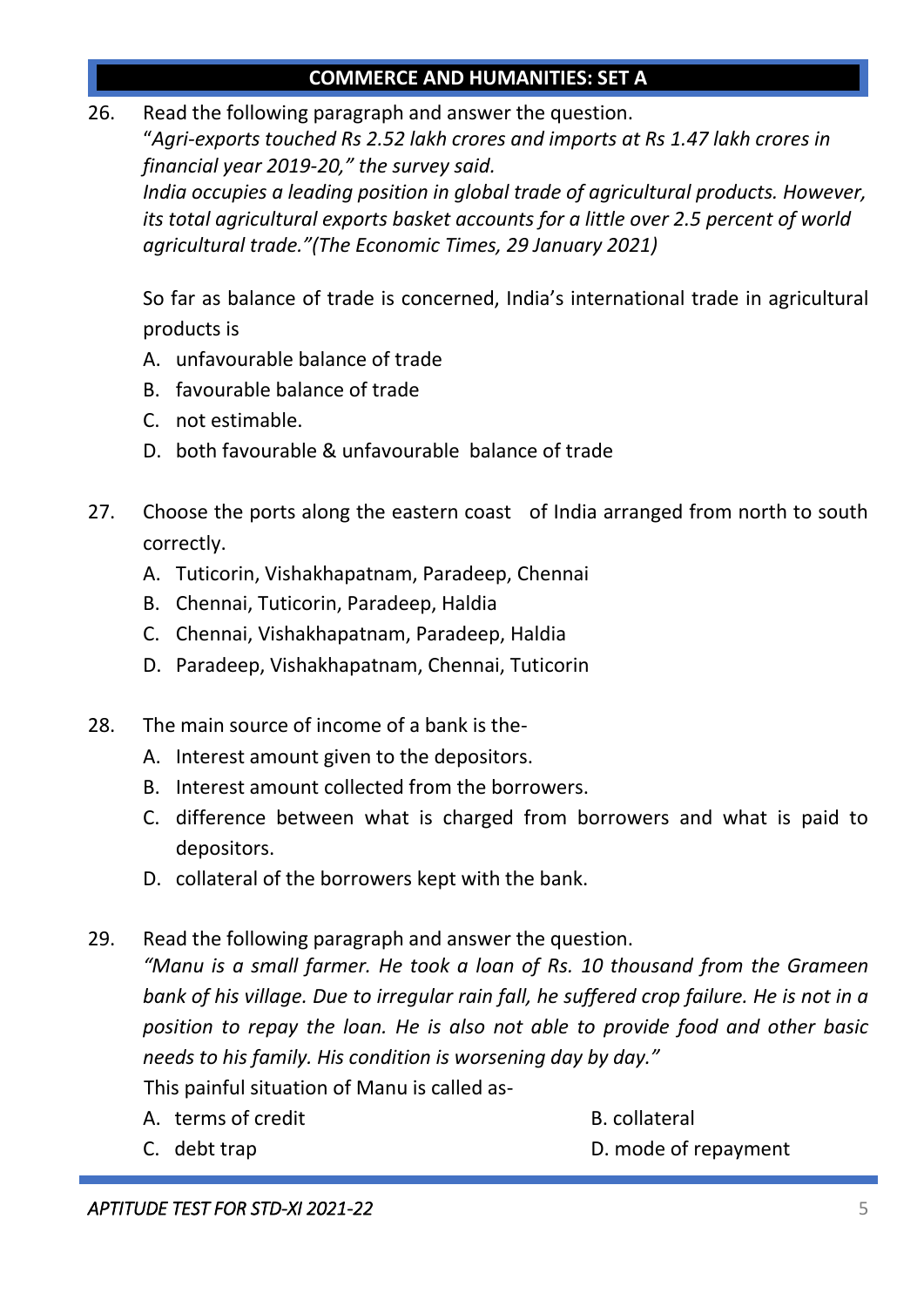## COMMERCE AND HUMANITIES: SET A

26. Read the following paragraph and answer the question.

    "*Agri-exports touched Rs 2.52 lakh crores and imports at Rs 1.47 lakh crores in financial year 2019-20," the survey said.*
    *India occupies a leading position in global trade of agricultural products. However, its total agricultural exports basket accounts for a little over 2.5 percent of world agricultural trade."(The Economic Times, 29 January 2021)*

    So far as balance of trade is concerned, India's international trade in agricultural products is

    A. unfavourable balance of trade
    B. favourable balance of trade
    C. not estimable.
    D. both favourable & unfavourable balance of trade

27. Choose the ports along the eastern coast of India arranged from north to south correctly.

    A. Tuticorin, Vishakhapatnam, Paradeep, Chennai
    B. Chennai, Tuticorin, Paradeep, Haldia
    C. Chennai, Vishakhapatnam, Paradeep, Haldia
    D. Paradeep, Vishakhapatnam, Chennai, Tuticorin

28. The main source of income of a bank is the-

    A. Interest amount given to the depositors.
    B. Interest amount collected from the borrowers.
    C. difference between what is charged from borrowers and what is paid to depositors.
    D. collateral of the borrowers kept with the bank.

29. Read the following paragraph and answer the question.

    *"Manu is a small farmer. He took a loan of Rs. 10 thousand from the Grameen bank of his village. Due to irregular rain fall, he suffered crop failure. He is not in a position to repay the loan. He is also not able to provide food and other basic needs to his family. His condition is worsening day by day."*

    This painful situation of Manu is called as-

    A. terms of credit
    B. collateral
    C. debt trap
    D. mode of repayment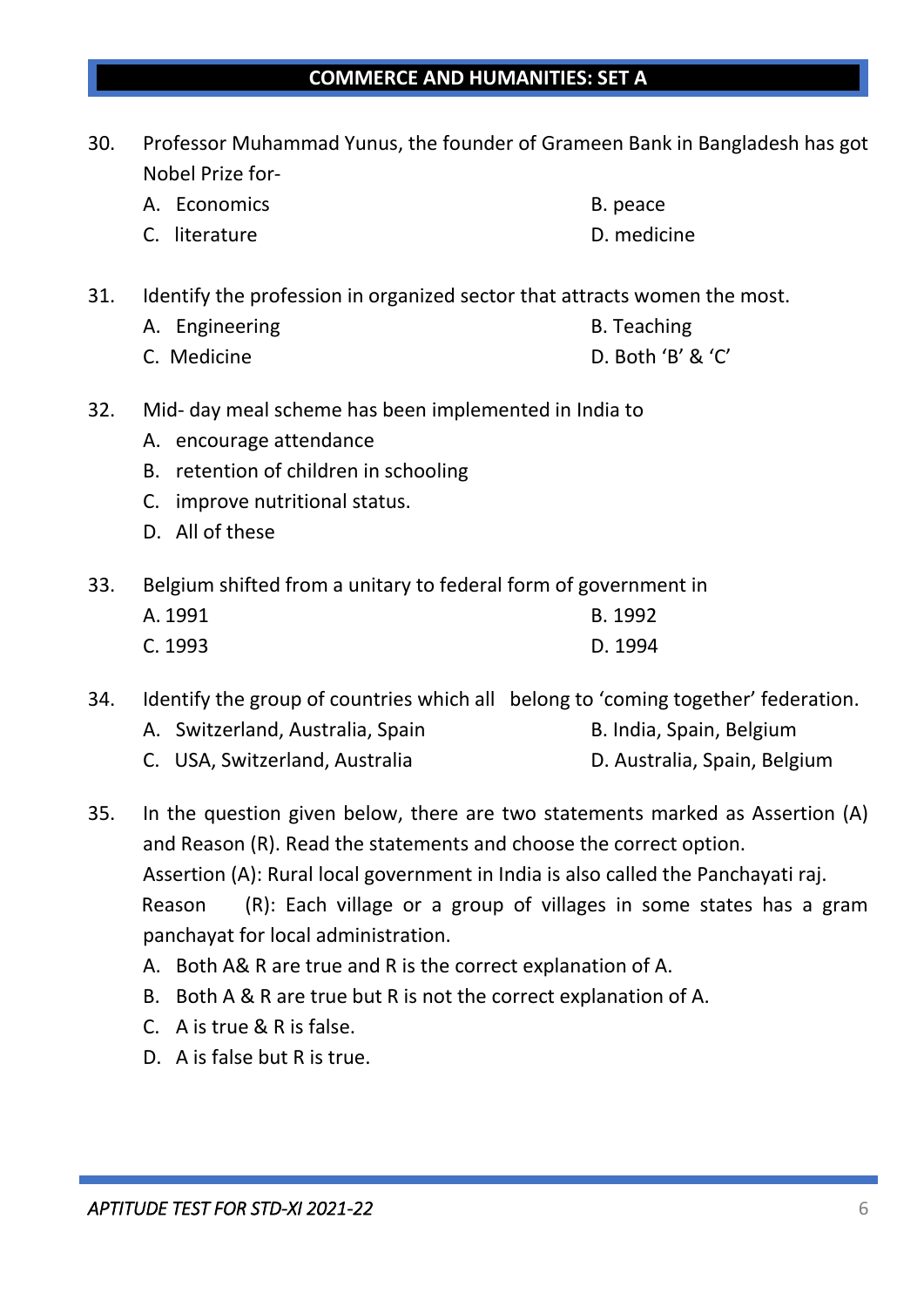## COMMERCE AND HUMANITIES: SET A

30. Professor Muhammad Yunus, the founder of Grameen Bank in Bangladesh has got Nobel Prize for-
    A. Economics
    B. peace
    C. literature
    D. medicine

31. Identify the profession in organized sector that attracts women the most.
    A. Engineering
    B. Teaching
    C. Medicine
    D. Both 'B' & 'C'

32. Mid- day meal scheme has been implemented in India to
    A. encourage attendance
    B. retention of children in schooling
    C. improve nutritional status.
    D. All of these

33. Belgium shifted from a unitary to federal form of government in
    A. 1991
    B. 1992
    C. 1993
    D. 1994

34. Identify the group of countries which all belong to 'coming together' federation.
    A. Switzerland, Australia, Spain
    B. India, Spain, Belgium
    C. USA, Switzerland, Australia
    D. Australia, Spain, Belgium

35. In the question given below, there are two statements marked as Assertion (A) and Reason (R). Read the statements and choose the correct option.
    Assertion (A): Rural local government in India is also called the Panchayati raj.
    Reason (R): Each village or a group of villages in some states has a gram panchayat for local administration.
    A. Both A& R are true and R is the correct explanation of A.
    B. Both A & R are true but R is not the correct explanation of A.
    C. A is true & R is false.
    D. A is false but R is true.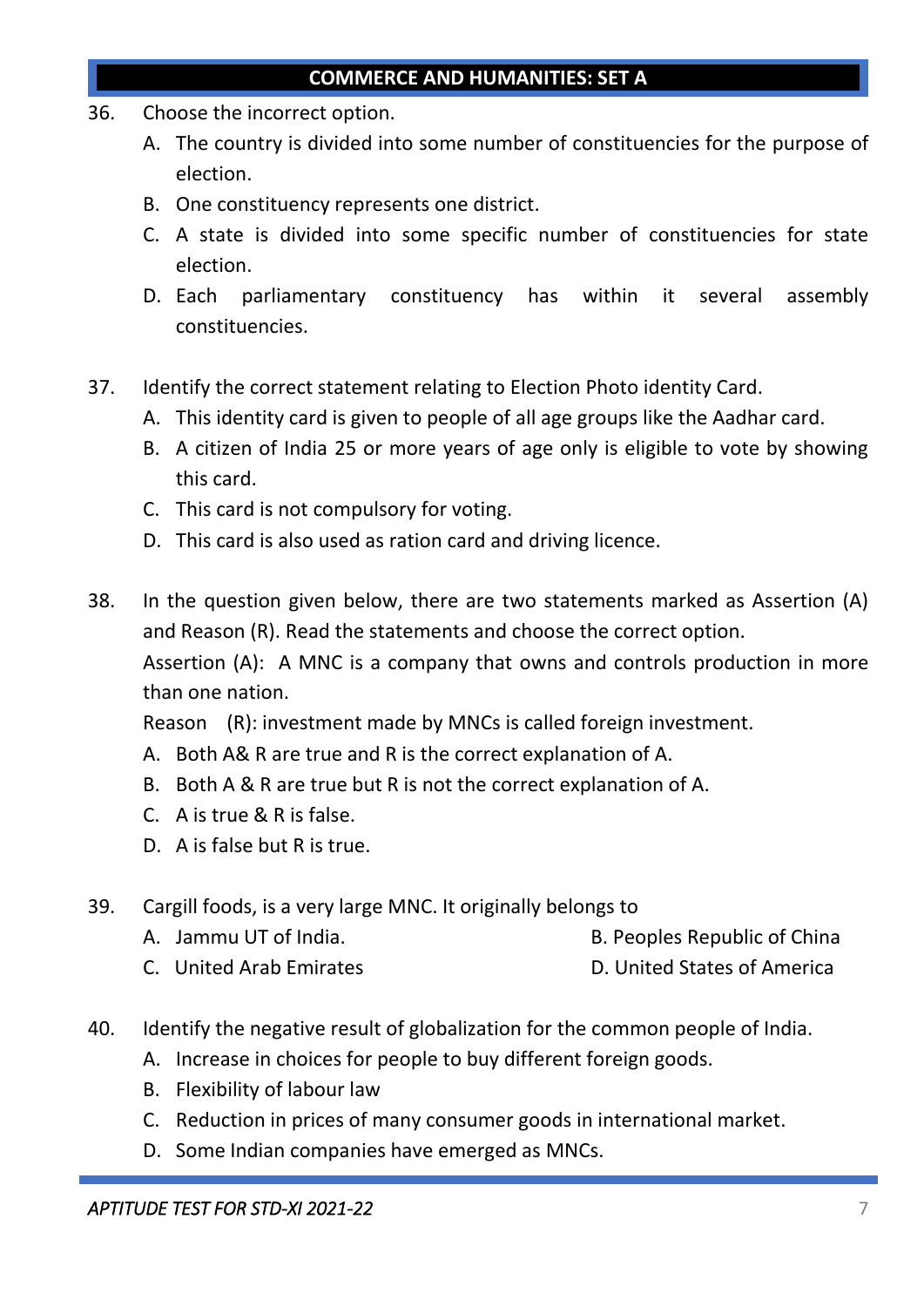## COMMERCE AND HUMANITIES: SET A

36. Choose the incorrect option.
    A. The country is divided into some number of constituencies for the purpose of election.
    B. One constituency represents one district.
    C. A state is divided into some specific number of constituencies for state election.
    D. Each parliamentary constituency has within it several assembly constituencies.

37. Identify the correct statement relating to Election Photo identity Card.
    A. This identity card is given to people of all age groups like the Aadhar card.
    B. A citizen of India 25 or more years of age only is eligible to vote by showing this card.
    C. This card is not compulsory for voting.
    D. This card is also used as ration card and driving licence.

38. In the question given below, there are two statements marked as Assertion (A) and Reason (R). Read the statements and choose the correct option.
    Assertion (A): A MNC is a company that owns and controls production in more than one nation.
    Reason (R): investment made by MNCs is called foreign investment.
    A. Both A& R are true and R is the correct explanation of A.
    B. Both A & R are true but R is not the correct explanation of A.
    C. A is true & R is false.
    D. A is false but R is true.

39. Cargill foods, is a very large MNC. It originally belongs to
    A. Jammu UT of India.
    B. Peoples Republic of China
    C. United Arab Emirates
    D. United States of America

40. Identify the negative result of globalization for the common people of India.
    A. Increase in choices for people to buy different foreign goods.
    B. Flexibility of labour law
    C. Reduction in prices of many consumer goods in international market.
    D. Some Indian companies have emerged as MNCs.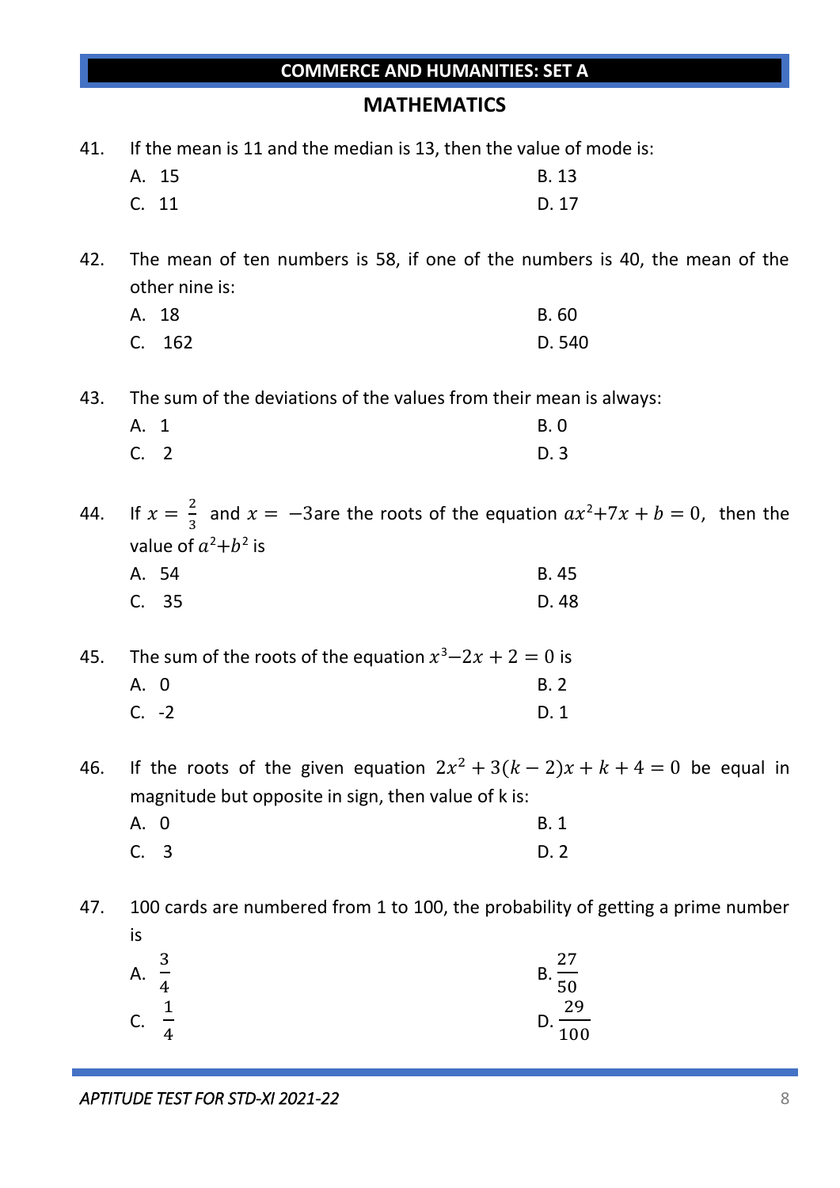## COMMERCE AND HUMANITIES: SET A

## MATHEMATICS

41. If the mean is 11 and the median is 13, then the value of mode is:

    A. 15  
    B. 13  
    C. 11  
    D. 17

42. The mean of ten numbers is 58, if one of the numbers is 40, the mean of the other nine is:

    A. 18  
    B. 60  
    C. 162  
    D. 540

43. The sum of the deviations of the values from their mean is always:

    A. 1  
    B. 0  
    C. 2  
    D. 3

44. If $x = \frac{2}{3}$ and $x = -3$are the roots of the equation $ax^2+7x+b=0$, then the value of $a^2+b^2$ is

    A. 54  
    B. 45  
    C. 35  
    D. 48

45. The sum of the roots of the equation $x^3-2x+2=0$ is

    A. 0  
    B. 2  
    C. -2  
    D. 1

46. If the roots of the given equation $2x^2+3(k-2)x+k+4=0$ be equal in magnitude but opposite in sign, then value of k is:

    A. 0  
    B. 1  
    C. 3  
    D. 2

47. 100 cards are numbered from 1 to 100, the probability of getting a prime number is

    A. $\frac{3}{4}$  
    B. $\frac{27}{50}$  
    C. $\frac{1}{4}$  
    D. $\frac{29}{100}$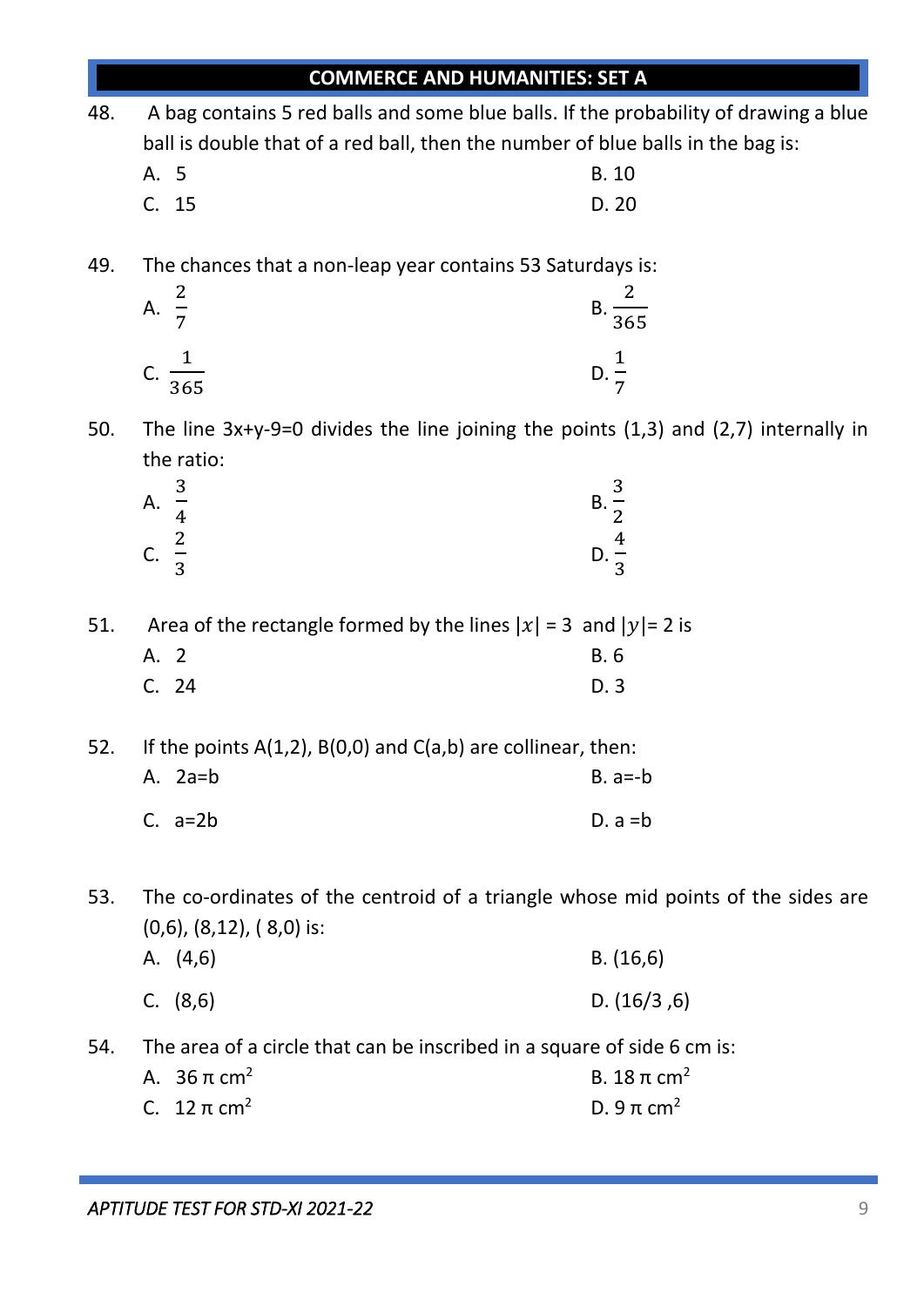## COMMERCE AND HUMANITIES: SET A

48. A bag contains 5 red balls and some blue balls. If the probability of drawing a blue ball is double that of a red ball, then the number of blue balls in the bag is:

A. 5

B. 10

C. 15

D. 20

49. The chances that a non-leap year contains 53 Saturdays is:

A. $\frac{2}{7}$

B. $\frac{2}{365}$

C. $\frac{1}{365}$

D. $\frac{1}{7}$

50. The line 3x+y-9=0 divides the line joining the points (1,3) and (2,7) internally in the ratio:

A. $\frac{3}{4}$

B. $\frac{3}{2}$

C. $\frac{2}{3}$

D. $\frac{4}{3}$

51. Area of the rectangle formed by the lines $|x| = 3$ and $|y| = 2$ is

A. 2

B. 6

C. 24

D. 3

52. If the points A(1,2), B(0,0) and C(a,b) are collinear, then:

A. 2a=b

B. a=-b

C. a=2b

D. a =b

53. The co-ordinates of the centroid of a triangle whose mid points of the sides are (0,6), (8,12), ( 8,0) is:

A. (4,6)

B. (16,6)

C. (8,6)

D. (16/3 ,6)

54. The area of a circle that can be inscribed in a square of side 6 cm is:

A. $36\pi$ $cm^2$

B. $18\pi$ $cm^2$

C. $12\pi$ $cm^2$

D. $9\pi$ $cm^2$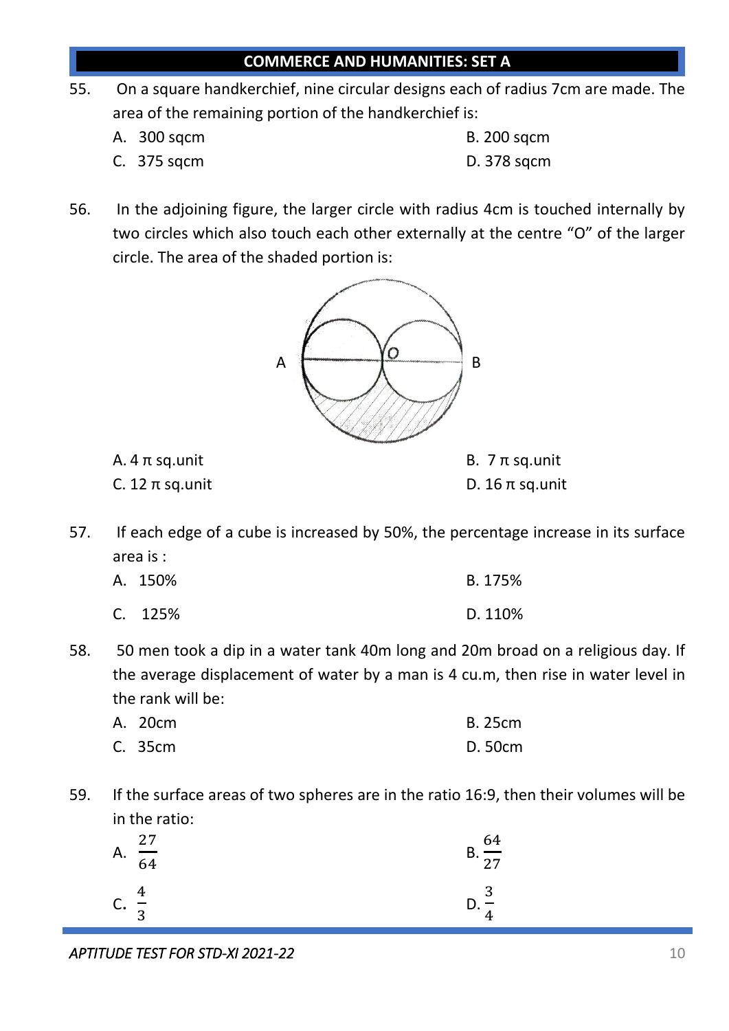## COMMERCE AND HUMANITIES: SET A

55. On a square handkerchief, nine circular designs each of radius 7cm are made. The area of the remaining portion of the handkerchief is:

A. 300 sqcm

B. 200 sqcm

C. 375 sqcm

D. 378 sqcm

56. In the adjoining figure, the larger circle with radius 4cm is touched internally by two circles which also touch each other externally at the centre "O" of the larger circle. The area of the shaded portion is:

A. 4 π sq.unit

B. 7 π sq.unit

C. 12 π sq.unit

D. 16 π sq.unit

57. If each edge of a cube is increased by 50%, the percentage increase in its surface area is :

A. 150%

B. 175%

C. 125%

D. 110%

58. 50 men took a dip in a water tank 40m long and 20m broad on a religious day. If the average displacement of water by a man is 4 cu.m, then rise in water level in the rank will be:

A. 20cm

B. 25cm

C. 35cm

D. 50cm

59. If the surface areas of two spheres are in the ratio 16:9, then their volumes will be in the ratio:

A. $\frac{27}{64}$

B. $\frac{64}{27}$

C. $\frac{4}{3}$

D. $\frac{3}{4}$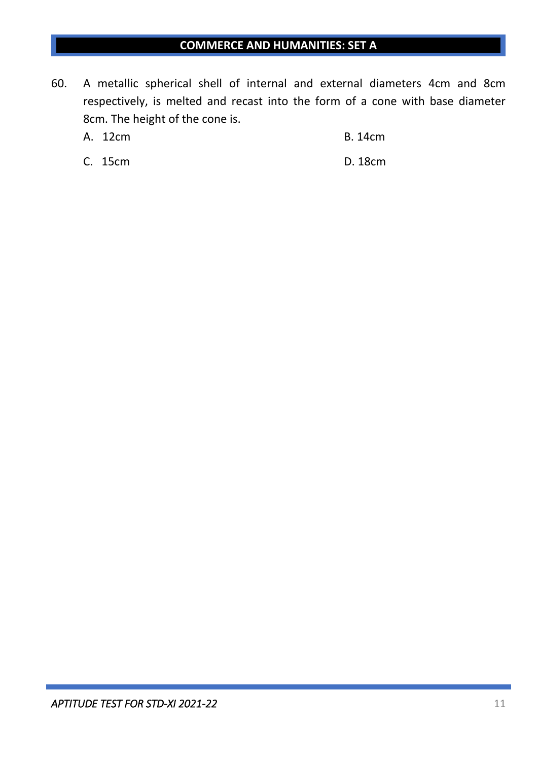## COMMERCE AND HUMANITIES: SET A

60. A metallic spherical shell of internal and external diameters 4cm and 8cm respectively, is melted and recast into the form of a cone with base diameter 8cm. The height of the cone is.

    A. 12cm
    B. 14cm
    C. 15cm
    D. 18cm